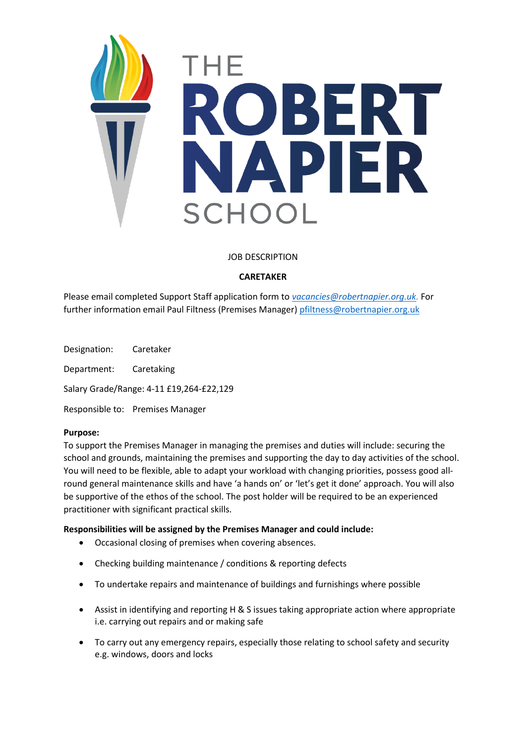THE ROBERT NAPIER SCHOOL

JOB DESCRIPTION

**CARETAKER**

Please email completed Support Staff application form to *vacancies@robertnapier.org.uk.* For further information email Paul Filtness (Premises Manager) pfiltness@robertnapier.org.uk

Designation: Caretaker

Department: Caretaking

Salary Grade/Range: 4-11 £19,264-£22,129

Responsible to: Premises Manager

**Purpose:**
To support the Premises Manager in managing the premises and duties will include: securing the school and grounds, maintaining the premises and supporting the day to day activities of the school. You will need to be flexible, able to adapt your workload with changing priorities, possess good all-round general maintenance skills and have 'a hands on' or 'let's get it done' approach. You will also be supportive of the ethos of the school. The post holder will be required to be an experienced practitioner with significant practical skills.

**Responsibilities will be assigned by the Premises Manager and could include:**

- Occasional closing of premises when covering absences.
- Checking building maintenance / conditions & reporting defects
- To undertake repairs and maintenance of buildings and furnishings where possible
- Assist in identifying and reporting H & S issues taking appropriate action where appropriate i.e. carrying out repairs and or making safe
- To carry out any emergency repairs, especially those relating to school safety and security e.g. windows, doors and locks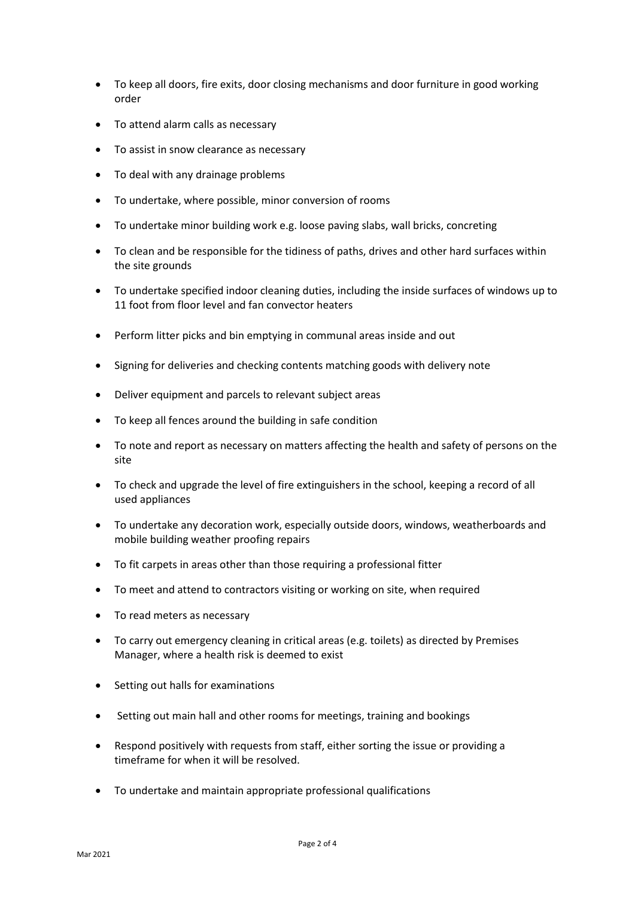- To keep all doors, fire exits, door closing mechanisms and door furniture in good working order
- To attend alarm calls as necessary
- To assist in snow clearance as necessary
- To deal with any drainage problems
- To undertake, where possible, minor conversion of rooms
- To undertake minor building work e.g. loose paving slabs, wall bricks, concreting
- To clean and be responsible for the tidiness of paths, drives and other hard surfaces within the site grounds
- To undertake specified indoor cleaning duties, including the inside surfaces of windows up to 11 foot from floor level and fan convector heaters
- Perform litter picks and bin emptying in communal areas inside and out
- Signing for deliveries and checking contents matching goods with delivery note
- Deliver equipment and parcels to relevant subject areas
- To keep all fences around the building in safe condition
- To note and report as necessary on matters affecting the health and safety of persons on the site
- To check and upgrade the level of fire extinguishers in the school, keeping a record of all used appliances
- To undertake any decoration work, especially outside doors, windows, weatherboards and mobile building weather proofing repairs
- To fit carpets in areas other than those requiring a professional fitter
- To meet and attend to contractors visiting or working on site, when required
- To read meters as necessary
- To carry out emergency cleaning in critical areas (e.g. toilets) as directed by Premises Manager, where a health risk is deemed to exist
- Setting out halls for examinations
- Setting out main hall and other rooms for meetings, training and bookings
- Respond positively with requests from staff, either sorting the issue or providing a timeframe for when it will be resolved.
- To undertake and maintain appropriate professional qualifications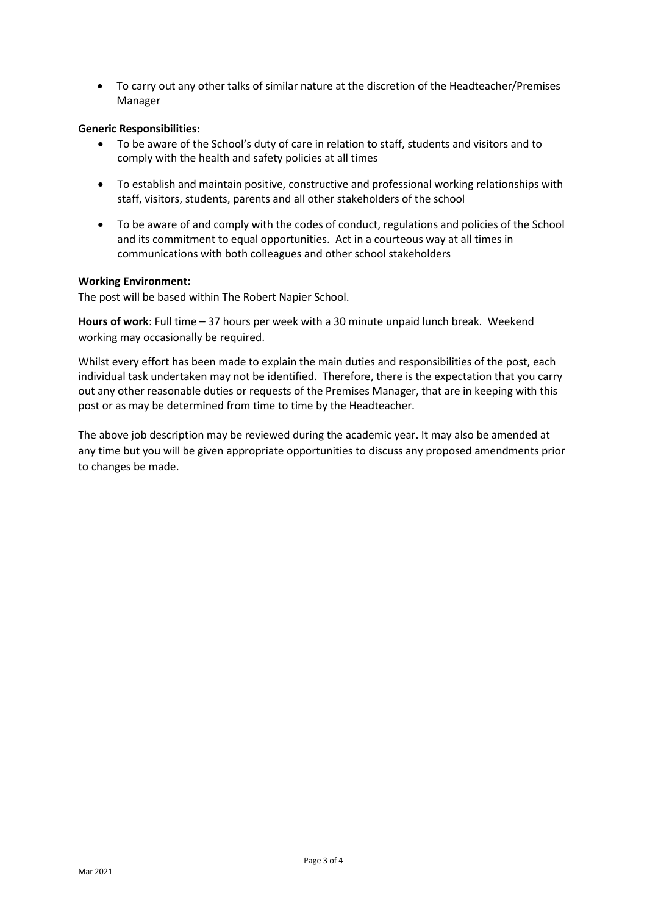- To carry out any other talks of similar nature at the discretion of the Headteacher/Premises Manager

**Generic Responsibilities:**

- To be aware of the School's duty of care in relation to staff, students and visitors and to comply with the health and safety policies at all times
- To establish and maintain positive, constructive and professional working relationships with staff, visitors, students, parents and all other stakeholders of the school
- To be aware of and comply with the codes of conduct, regulations and policies of the School and its commitment to equal opportunities. Act in a courteous way at all times in communications with both colleagues and other school stakeholders

**Working Environment:**

The post will be based within The Robert Napier School.

**Hours of work**: Full time – 37 hours per week with a 30 minute unpaid lunch break. Weekend working may occasionally be required.

Whilst every effort has been made to explain the main duties and responsibilities of the post, each individual task undertaken may not be identified. Therefore, there is the expectation that you carry out any other reasonable duties or requests of the Premises Manager, that are in keeping with this post or as may be determined from time to time by the Headteacher.

The above job description may be reviewed during the academic year. It may also be amended at any time but you will be given appropriate opportunities to discuss any proposed amendments prior to changes be made.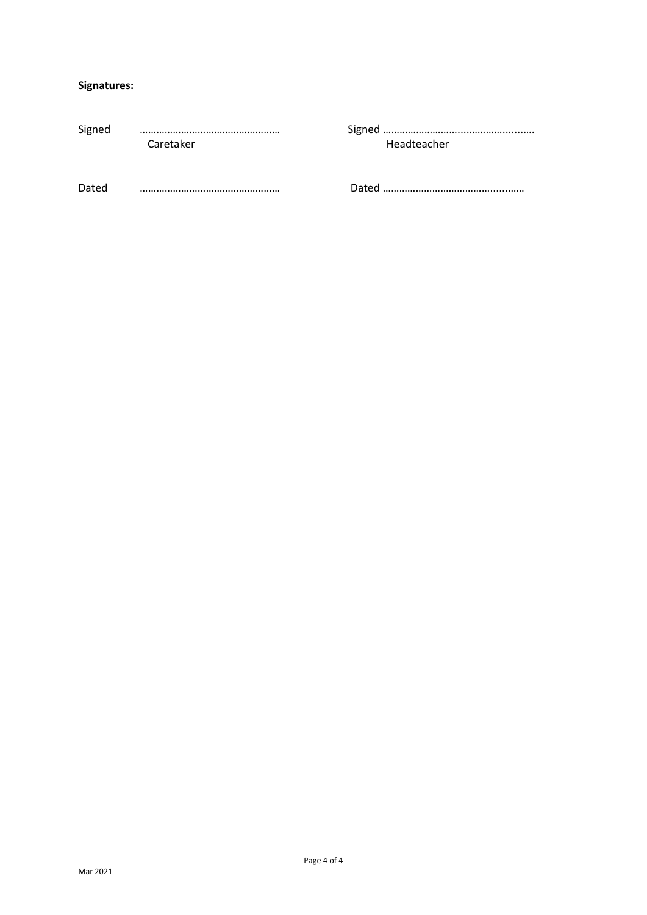**Signatures:**

| | | |
|---|---|---|
| Signed | ………………………………………… Caretaker | Signed ………………………………………………. Headteacher |
| Dated | ………………………………………… | Dated ………………………………………… |